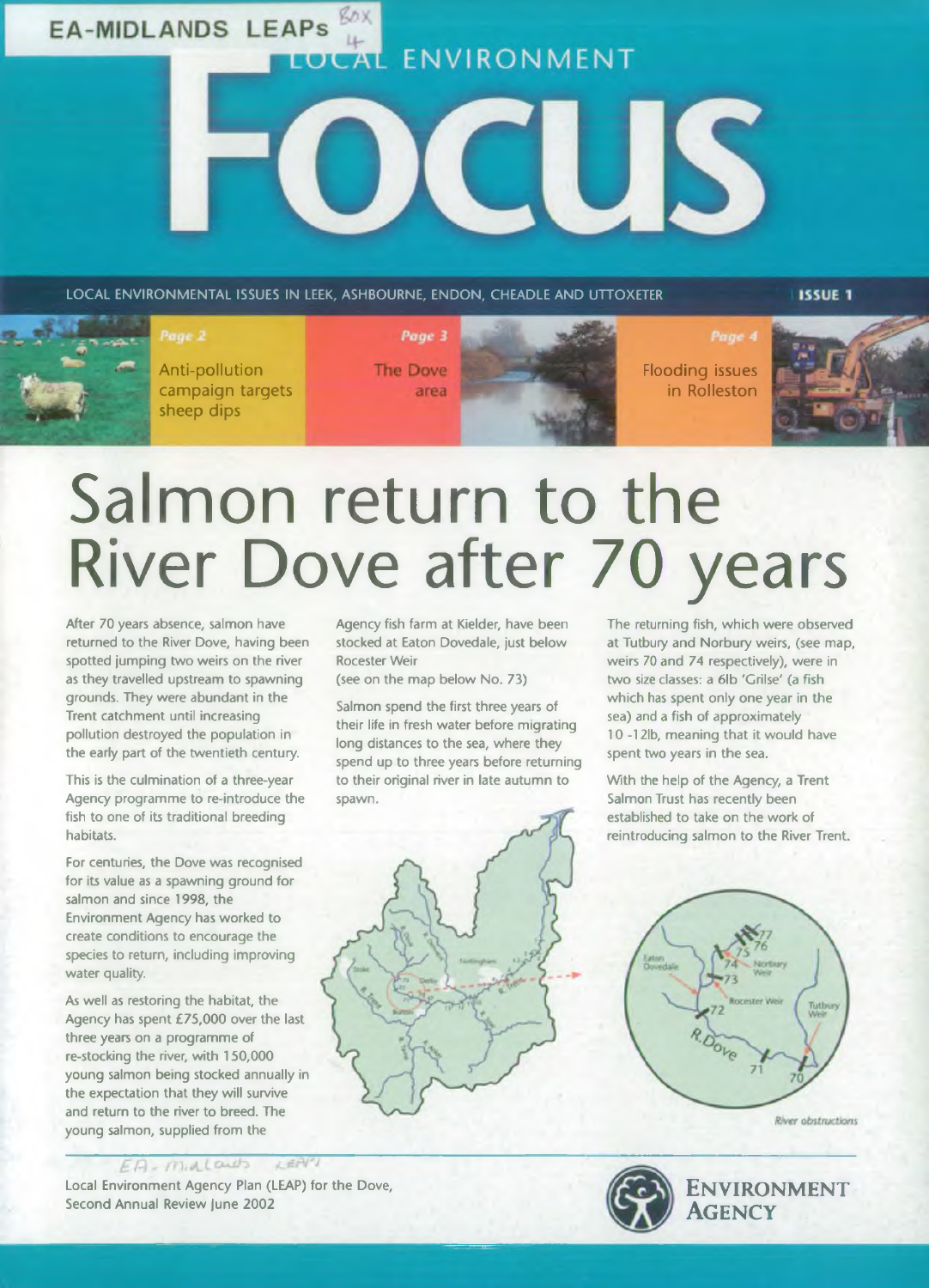EA-MIDLANDS LEAPs Box 4

LOCAL ENVIRONMENT

# Focus

LOCAL ENVIRONMENTAL ISSUES IN LEEK, ASHBOURNE, ENDON, CHEADLE AND UTTOXETER

ISSUE 1

*Page 2*
Anti-pollution campaign targets sheep dips

*Page 3*
The Dove area

*Page 4*
Flooding issues in Rolleston

# Salmon return to the River Dove after 70 years

After 70 years absence, salmon have returned to the River Dove, having been spotted jumping two weirs on the river as they travelled upstream to spawning grounds. They were abundant in the Trent catchment until increasing pollution destroyed the population in the early part of the twentieth century.

This is the culmination of a three-year Agency programme to re-introduce the fish to one of its traditional breeding habitats.

For centuries, the Dove was recognised for its value as a spawning ground for salmon and since 1998, the Environment Agency has worked to create conditions to encourage the species to return, including improving water quality.

As well as restoring the habitat, the Agency has spent £75,000 over the last three years on a programme of re-stocking the river, with 150,000 young salmon being stocked annually in the expectation that they will survive and return to the river to breed. The young salmon, supplied from the Agency fish farm at Kielder, have been stocked at Eaton Dovedale, just below Rocester Weir (see on the map below No. 73)

Salmon spend the first three years of their life in fresh water before migrating long distances to the sea, where they spend up to three years before returning to their original river in late autumn to spawn.

The returning fish, which were observed at Tutbury and Norbury weirs, (see map, weirs 70 and 74 respectively), were in two size classes: a 6lb 'Grilse' (a fish which has spent only one year in the sea) and a fish of approximately 10 -12lb, meaning that it would have spent two years in the sea.

With the help of the Agency, a Trent Salmon Trust has recently been established to take on the work of reintroducing salmon to the River Trent.

*River obstructions*

Local Environment Agency Plan (LEAP) for the Dove, Second Annual Review June 2002

ENVIRONMENT AGENCY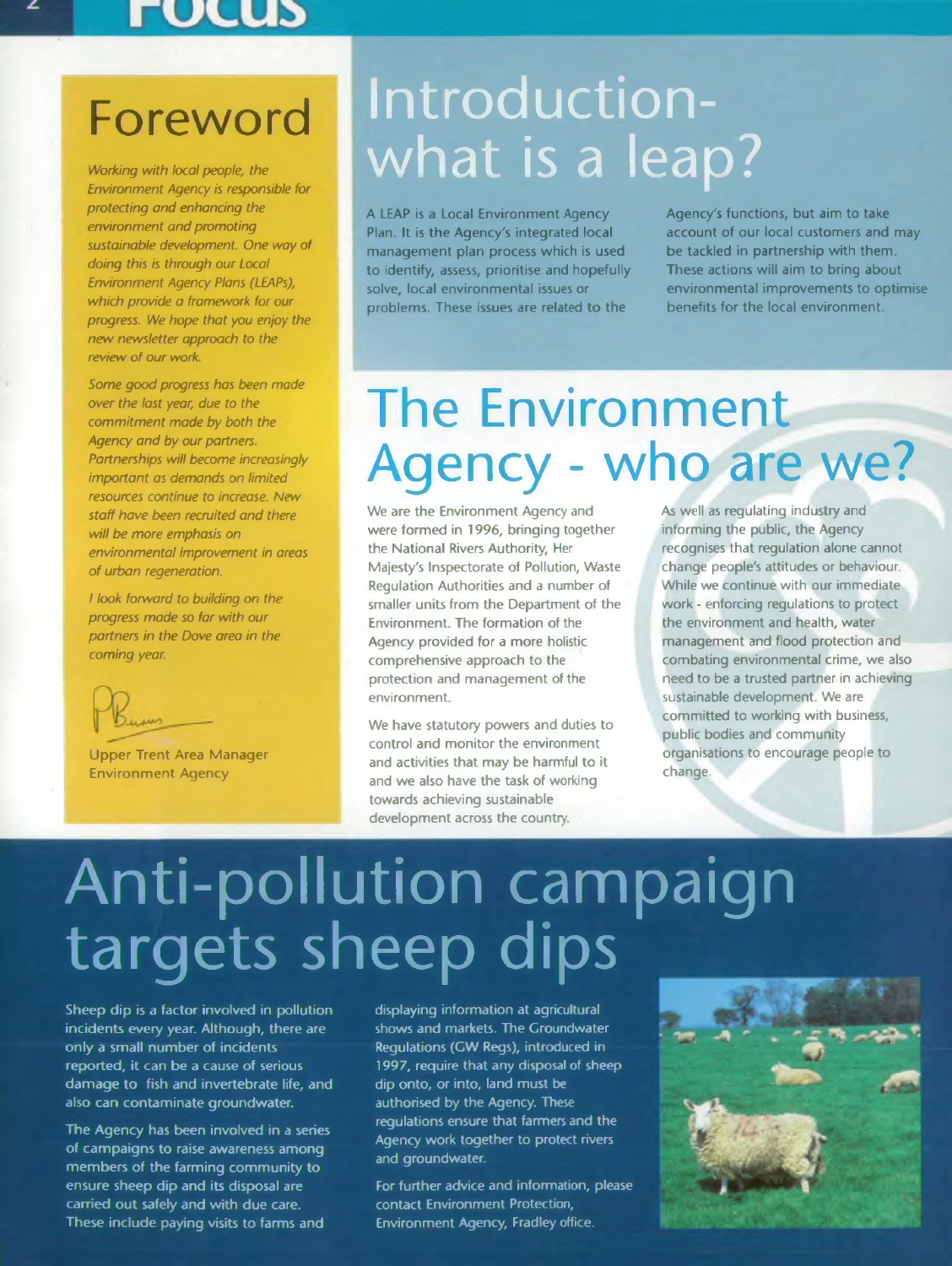## Foreword

*Working with local people, the Environment Agency is responsible for protecting and enhancing the environment and promoting sustainable development. One way of doing this is through our Local Environment Agency Plans (LEAPs), which provide a framework for our progress. We hope that you enjoy the new newsletter approach to the review of our work.*

*Some good progress has been made over the last year, due to the commitment made by both the Agency and by our partners. Partnerships will become increasingly important as demands on limited resources continue to increase. New staff have been recruited and there will be more emphasis on environmental improvement in areas of urban regeneration.*

*I look forward to building on the progress made so far with our partners in the Dove area in the coming year.*

Upper Trent Area Manager
Environment Agency

# Introduction- what is a leap?

A LEAP is a Local Environment Agency Plan. It is the Agency's integrated local management plan process which is used to identify, assess, prioritise and hopefully solve, local environmental issues or problems. These issues are related to the Agency's functions, but aim to take account of our local customers and may be tackled in partnership with them. These actions will aim to bring about environmental improvements to optimise benefits for the local environment.

# The Environment Agency - who are we?

We are the Environment Agency and were formed in 1996, bringing together the National Rivers Authority, Her Majesty's Inspectorate of Pollution, Waste Regulation Authorities and a number of smaller units from the Department of the Environment. The formation of the Agency provided for a more holistic comprehensive approach to the protection and management of the environment.

We have statutory powers and duties to control and monitor the environment and activities that may be harmful to it and we also have the task of working towards achieving sustainable development across the country.

As well as regulating industry and informing the public, the Agency recognises that regulation alone cannot change people's attitudes or behaviour. While we continue with our immediate work - enforcing regulations to protect the environment and health, water management and flood protection and combating environmental crime, we also need to be a trusted partner in achieving sustainable development. We are committed to working with business, public bodies and community organisations to encourage people to change.

# Anti-pollution campaign targets sheep dips

Sheep dip is a factor involved in pollution incidents every year. Although, there are only a small number of incidents reported, it can be a cause of serious damage to fish and invertebrate life, and also can contaminate groundwater.

The Agency has been involved in a series of campaigns to raise awareness among members of the farming community to ensure sheep dip and its disposal are carried out safely and with due care. These include paying visits to farms and displaying information at agricultural shows and markets. The Groundwater Regulations (GW Regs), introduced in 1997, require that any disposal of sheep dip onto, or into, land must be authorised by the Agency. These regulations ensure that farmers and the Agency work together to protect rivers and groundwater.

For further advice and information, please contact Environment Protection, Environment Agency, Fradley office.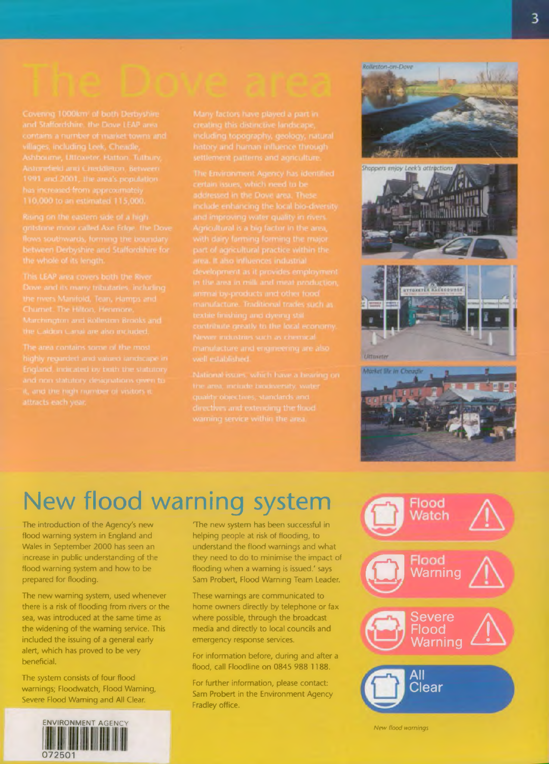# The Dove area

Covering 1000km² of both Derbyshire and Staffordshire, the Dove LEAP area contains a number of market towns and villages, including Leek, Cheadle, Ashbourne, Uttoxeter, Hatton, Tutbury, Alstonefield and Cheddleton. Between 1991 and 2001, the area's population has increased from approximately 110,000 to an estimated 115,000.

Rising on the eastern side of a high gritstone moor called Axe Edge, the Dove flows southwards, forming the boundary between Derbyshire and Staffordshire for the whole of its length.

This LEAP area covers both the River Dove and its many tributaries, including the rivers Manifold, Tean, Hamps and Churnet. The Hilton, Henmore, Marchington and Rolleston Brooks and the Caldon Canal are also included.

The area contains some of the most highly regarded and valued landscape in England, indicated by both the statutory and non statutory designations given to it, and the high number of visitors it attracts each year.

Many factors have played a part in creating this distinctive landscape, including topography, geology, natural history and human influence through settlement patterns and agriculture.

The Environment Agency has identified certain issues, which need to be addressed in the Dove area. These include enhancing the local bio-diversity and improving water quality in rivers. Agricultural is a big factor in the area, with dairy farming forming the major part of agricultural practice within the area. It also influences industrial development as it provides employment in the area in milk and meat production, animal by-products and other food manufacture. Traditional trades such as textile finishing and dyeing still contribute greatly to the local economy. Newer industries such as chemical manufacture and engineering are also well established.

National issues, which have a bearing on the area, include biodiversity, water quality objectives, standards and directives and extending the flood warning service within the area.

Rolleston-on-Dove

Shoppers enjoy Leek's attractions

Uttoxeter

Market life in Cheadle

## New flood warning system

The introduction of the Agency's new flood warning system in England and Wales in September 2000 has seen an increase in public understanding of the flood warning system and how to be prepared for flooding.

The new warning system, used whenever there is a risk of flooding from rivers or the sea, was introduced at the same time as the widening of the warning service. This included the issuing of a general early alert, which has proved to be very beneficial.

The system consists of four flood warnings; Floodwatch, Flood Warning, Severe Flood Warning and All Clear.

'The new system has been successful in helping people at risk of flooding, to understand the flood warnings and what they need to do to minimise the impact of flooding when a warning is issued.' says Sam Probert, Flood Warning Team Leader.

These warnings are communicated to home owners directly by telephone or fax where possible, through the broadcast media and directly to local councils and emergency response services.

For information before, during and after a flood, call Floodline on 0845 988 1188.

For further information, please contact: Sam Probert in the Environment Agency Fradley office.

Flood Watch

Flood Warning

Severe Flood Warning

All Clear

*New flood warnings*

ENVIRONMENT AGENCY
072501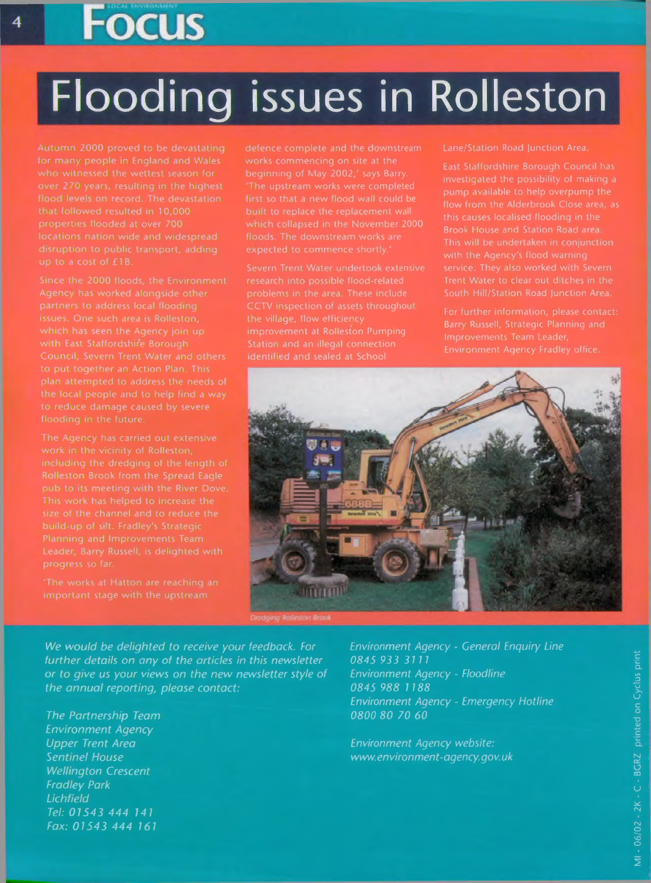# Flooding issues in Rolleston

Autumn 2000 proved to be devastating for many people in England and Wales who witnessed the wettest season for over 270 years, resulting in the highest flood levels on record. The devastation that followed resulted in 10,000 properties flooded at over 700 locations nation wide and widespread disruption to public transport, adding up to a cost of £1B.

Since the 2000 floods, the Environment Agency has worked alongside other partners to address local flooding issues. One such area is Rolleston, which has seen the Agency join up with East Staffordshire Borough Council, Severn Trent Water and others to put together an Action Plan. This plan attempted to address the needs of the local people and to help find a way to reduce damage caused by severe flooding in the future.

The Agency has carried out extensive work in the vicinity of Rolleston, including the dredging of the length of Rolleston Brook from the Spread Eagle pub to its meeting with the River Dove. This work has helped to increase the size of the channel and to reduce the build-up of silt. Fradley's Strategic Planning and Improvements Team Leader, Barry Russell, is delighted with progress so far.

'The works at Hatton are reaching an important stage with the upstream defence complete and the downstream works commencing on site at the beginning of May 2002,' says Barry. 'The upstream works were completed first so that a new flood wall could be built to replace the replacement wall which collapsed in the November 2000 floods. The downstream works are expected to commence shortly.'

Severn Trent Water undertook extensive research into possible flood-related problems in the area. These include CCTV inspection of assets throughout the village, flow efficiency improvement at Rolleston Pumping Station and an illegal connection identified and sealed at School Lane/Station Road Junction Area.

East Staffordshire Borough Council has investigated the possibility of making a pump available to help overpump the flow from the Alderbrook Close area, as this causes localised flooding in the Brook House and Station Road area. This will be undertaken in conjunction with the Agency's flood warning service. They also worked with Severn Trent Water to clear out ditches in the South Hill/Station Road Junction Area.

For further information, please contact: Barry Russell, Strategic Planning and Improvements Team Leader, Environment Agency Fradley office.

Dredging Rolleston Brook

*We would be delighted to receive your feedback. For further details on any of the articles in this newsletter or to give us your views on the new newsletter style of the annual reporting, please contact:*

*The Partnership Team*
*Environment Agency*
*Upper Trent Area*
*Sentinel House*
*Wellington Crescent*
*Fradley Park*
*Lichfield*
*Tel: 01543 444 141*
*Fax: 01543 444 161*

*Environment Agency - General Enquiry Line*
*0845 933 3111*
*Environment Agency - Floodline*
*0845 988 1188*
*Environment Agency - Emergency Hotline*
*0800 80 70 60*

*Environment Agency website:*
*www.environment-agency.gov.uk*

MI - 06/02 - 2K - C - BGRZ printed on Cyclus print